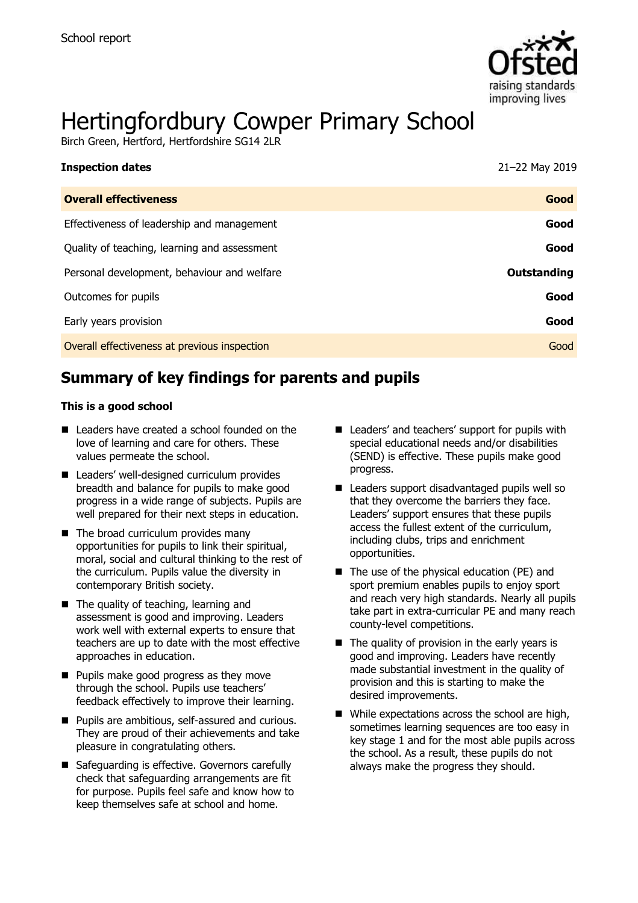School report

# Hertingfordbury Cowper Primary School

Birch Green, Hertford, Hertfordshire SG14 2LR

| **Inspection dates** | 21–22 May 2019 |
|---|---|
| **Overall effectiveness** | **Good** |
| Effectiveness of leadership and management | **Good** |
| Quality of teaching, learning and assessment | **Good** |
| Personal development, behaviour and welfare | **Outstanding** |
| Outcomes for pupils | **Good** |
| Early years provision | **Good** |
| Overall effectiveness at previous inspection | Good |

## Summary of key findings for parents and pupils

**This is a good school**

- Leaders have created a school founded on the love of learning and care for others. These values permeate the school.
- Leaders' well-designed curriculum provides breadth and balance for pupils to make good progress in a wide range of subjects. Pupils are well prepared for their next steps in education.
- The broad curriculum provides many opportunities for pupils to link their spiritual, moral, social and cultural thinking to the rest of the curriculum. Pupils value the diversity in contemporary British society.
- The quality of teaching, learning and assessment is good and improving. Leaders work well with external experts to ensure that teachers are up to date with the most effective approaches in education.
- Pupils make good progress as they move through the school. Pupils use teachers' feedback effectively to improve their learning.
- Pupils are ambitious, self-assured and curious. They are proud of their achievements and take pleasure in congratulating others.
- Safeguarding is effective. Governors carefully check that safeguarding arrangements are fit for purpose. Pupils feel safe and know how to keep themselves safe at school and home.
- Leaders' and teachers' support for pupils with special educational needs and/or disabilities (SEND) is effective. These pupils make good progress.
- Leaders support disadvantaged pupils well so that they overcome the barriers they face. Leaders' support ensures that these pupils access the fullest extent of the curriculum, including clubs, trips and enrichment opportunities.
- The use of the physical education (PE) and sport premium enables pupils to enjoy sport and reach very high standards. Nearly all pupils take part in extra-curricular PE and many reach county-level competitions.
- The quality of provision in the early years is good and improving. Leaders have recently made substantial investment in the quality of provision and this is starting to make the desired improvements.
- While expectations across the school are high, sometimes learning sequences are too easy in key stage 1 and for the most able pupils across the school. As a result, these pupils do not always make the progress they should.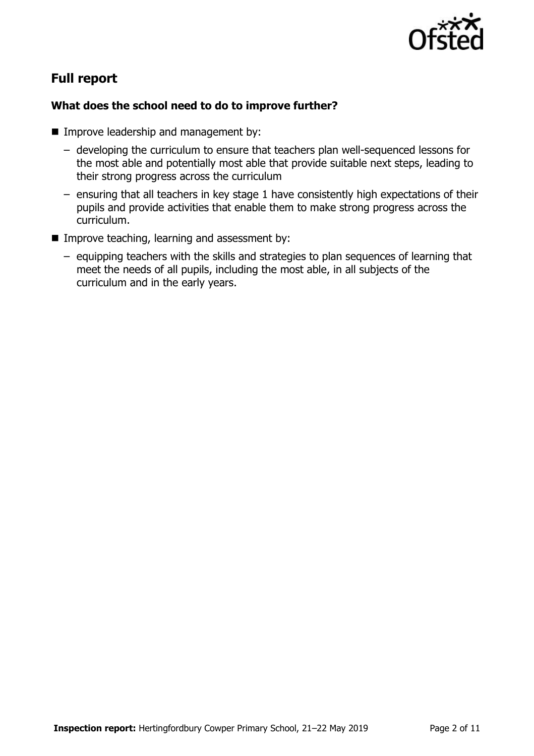## Full report

### What does the school need to do to improve further?

- Improve leadership and management by:
  - developing the curriculum to ensure that teachers plan well-sequenced lessons for the most able and potentially most able that provide suitable next steps, leading to their strong progress across the curriculum
  - ensuring that all teachers in key stage 1 have consistently high expectations of their pupils and provide activities that enable them to make strong progress across the curriculum.
- Improve teaching, learning and assessment by:
  - equipping teachers with the skills and strategies to plan sequences of learning that meet the needs of all pupils, including the most able, in all subjects of the curriculum and in the early years.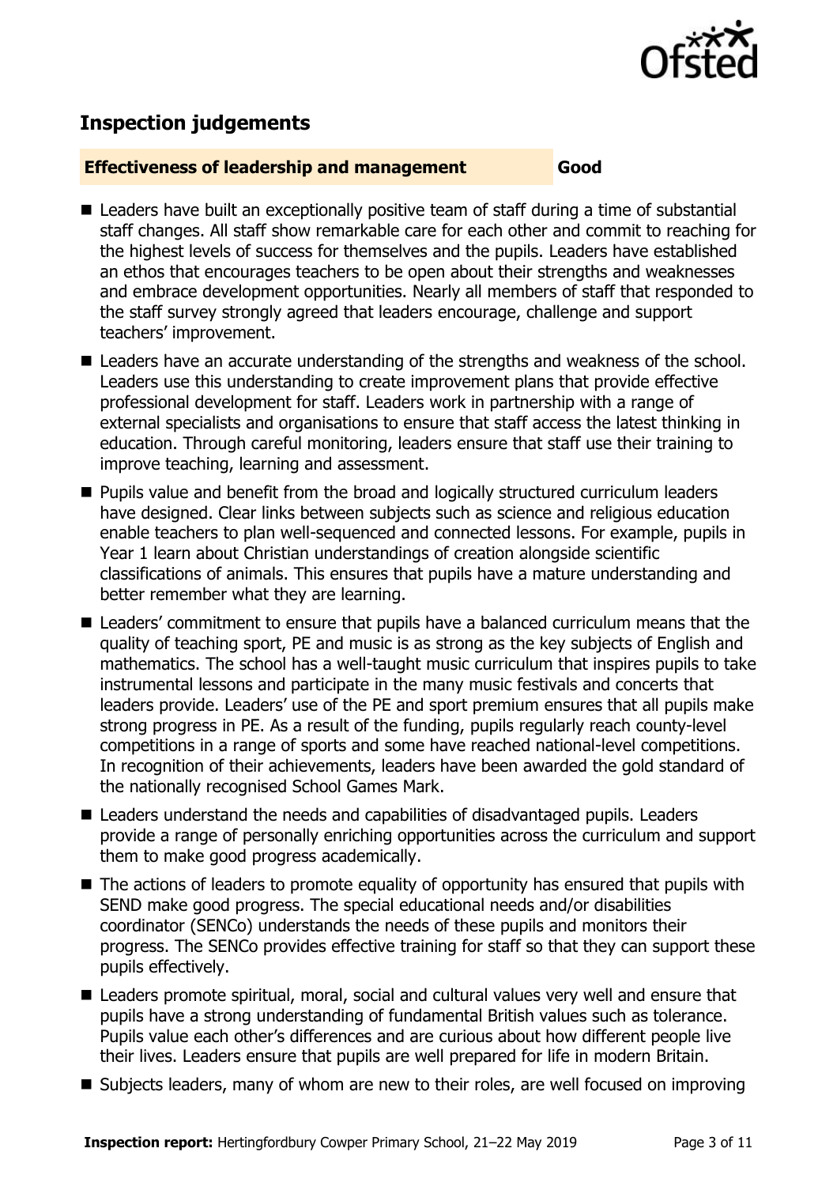## Inspection judgements

**Effectiveness of leadership and management** **Good**

- Leaders have built an exceptionally positive team of staff during a time of substantial staff changes. All staff show remarkable care for each other and commit to reaching for the highest levels of success for themselves and the pupils. Leaders have established an ethos that encourages teachers to be open about their strengths and weaknesses and embrace development opportunities. Nearly all members of staff that responded to the staff survey strongly agreed that leaders encourage, challenge and support teachers' improvement.
- Leaders have an accurate understanding of the strengths and weakness of the school. Leaders use this understanding to create improvement plans that provide effective professional development for staff. Leaders work in partnership with a range of external specialists and organisations to ensure that staff access the latest thinking in education. Through careful monitoring, leaders ensure that staff use their training to improve teaching, learning and assessment.
- Pupils value and benefit from the broad and logically structured curriculum leaders have designed. Clear links between subjects such as science and religious education enable teachers to plan well-sequenced and connected lessons. For example, pupils in Year 1 learn about Christian understandings of creation alongside scientific classifications of animals. This ensures that pupils have a mature understanding and better remember what they are learning.
- Leaders' commitment to ensure that pupils have a balanced curriculum means that the quality of teaching sport, PE and music is as strong as the key subjects of English and mathematics. The school has a well-taught music curriculum that inspires pupils to take instrumental lessons and participate in the many music festivals and concerts that leaders provide. Leaders' use of the PE and sport premium ensures that all pupils make strong progress in PE. As a result of the funding, pupils regularly reach county-level competitions in a range of sports and some have reached national-level competitions. In recognition of their achievements, leaders have been awarded the gold standard of the nationally recognised School Games Mark.
- Leaders understand the needs and capabilities of disadvantaged pupils. Leaders provide a range of personally enriching opportunities across the curriculum and support them to make good progress academically.
- The actions of leaders to promote equality of opportunity has ensured that pupils with SEND make good progress. The special educational needs and/or disabilities coordinator (SENCo) understands the needs of these pupils and monitors their progress. The SENCo provides effective training for staff so that they can support these pupils effectively.
- Leaders promote spiritual, moral, social and cultural values very well and ensure that pupils have a strong understanding of fundamental British values such as tolerance. Pupils value each other's differences and are curious about how different people live their lives. Leaders ensure that pupils are well prepared for life in modern Britain.
- Subjects leaders, many of whom are new to their roles, are well focused on improving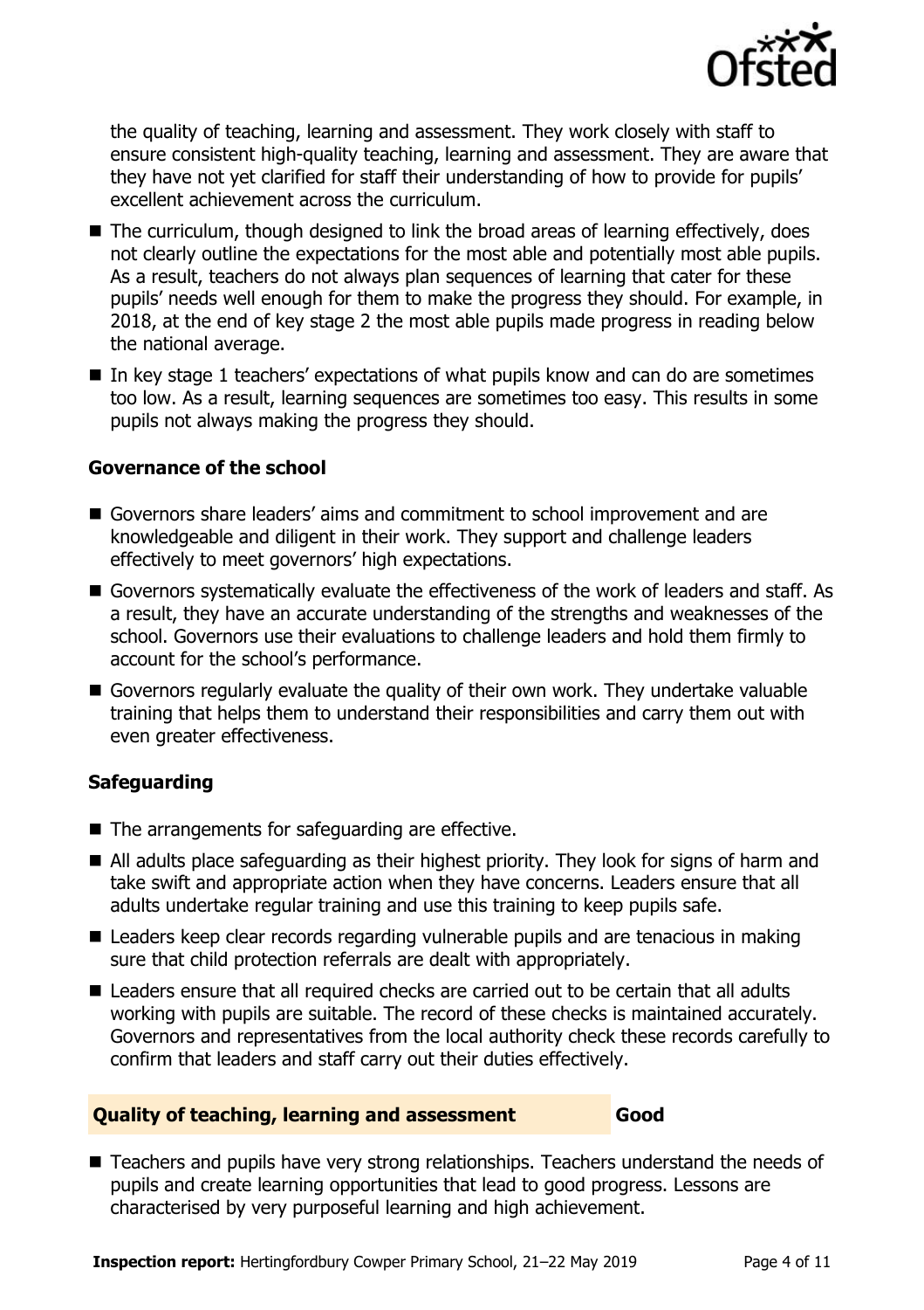the quality of teaching, learning and assessment. They work closely with staff to ensure consistent high-quality teaching, learning and assessment. They are aware that they have not yet clarified for staff their understanding of how to provide for pupils' excellent achievement across the curriculum.

- The curriculum, though designed to link the broad areas of learning effectively, does not clearly outline the expectations for the most able and potentially most able pupils. As a result, teachers do not always plan sequences of learning that cater for these pupils' needs well enough for them to make the progress they should. For example, in 2018, at the end of key stage 2 the most able pupils made progress in reading below the national average.
- In key stage 1 teachers' expectations of what pupils know and can do are sometimes too low. As a result, learning sequences are sometimes too easy. This results in some pupils not always making the progress they should.

### Governance of the school

- Governors share leaders' aims and commitment to school improvement and are knowledgeable and diligent in their work. They support and challenge leaders effectively to meet governors' high expectations.
- Governors systematically evaluate the effectiveness of the work of leaders and staff. As a result, they have an accurate understanding of the strengths and weaknesses of the school. Governors use their evaluations to challenge leaders and hold them firmly to account for the school's performance.
- Governors regularly evaluate the quality of their own work. They undertake valuable training that helps them to understand their responsibilities and carry them out with even greater effectiveness.

### Safeguarding

- The arrangements for safeguarding are effective.
- All adults place safeguarding as their highest priority. They look for signs of harm and take swift and appropriate action when they have concerns. Leaders ensure that all adults undertake regular training and use this training to keep pupils safe.
- Leaders keep clear records regarding vulnerable pupils and are tenacious in making sure that child protection referrals are dealt with appropriately.
- Leaders ensure that all required checks are carried out to be certain that all adults working with pupils are suitable. The record of these checks is maintained accurately. Governors and representatives from the local authority check these records carefully to confirm that leaders and staff carry out their duties effectively.

## Quality of teaching, learning and assessment — Good

- Teachers and pupils have very strong relationships. Teachers understand the needs of pupils and create learning opportunities that lead to good progress. Lessons are characterised by very purposeful learning and high achievement.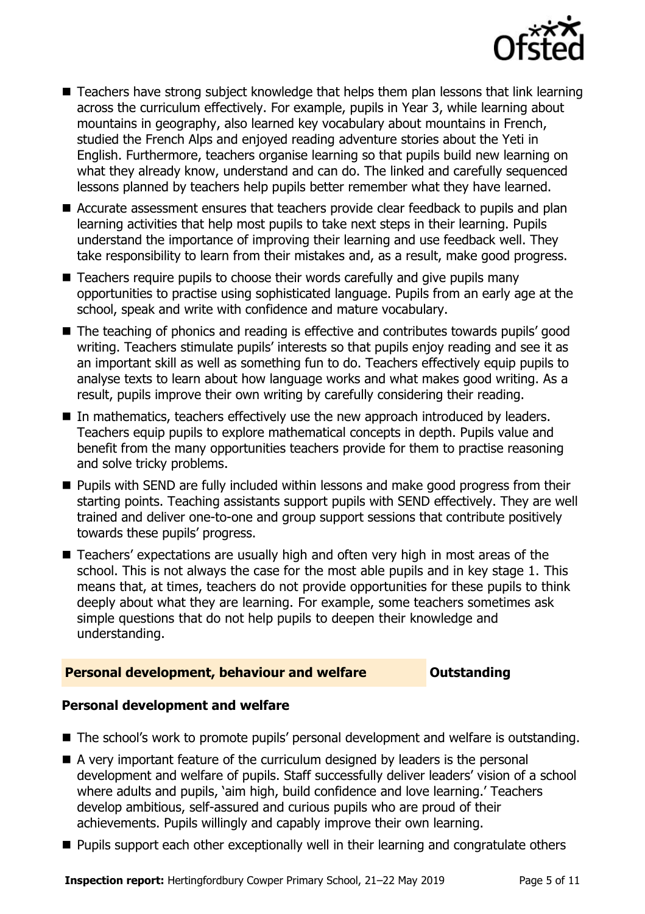- Teachers have strong subject knowledge that helps them plan lessons that link learning across the curriculum effectively. For example, pupils in Year 3, while learning about mountains in geography, also learned key vocabulary about mountains in French, studied the French Alps and enjoyed reading adventure stories about the Yeti in English. Furthermore, teachers organise learning so that pupils build new learning on what they already know, understand and can do. The linked and carefully sequenced lessons planned by teachers help pupils better remember what they have learned.
- Accurate assessment ensures that teachers provide clear feedback to pupils and plan learning activities that help most pupils to take next steps in their learning. Pupils understand the importance of improving their learning and use feedback well. They take responsibility to learn from their mistakes and, as a result, make good progress.
- Teachers require pupils to choose their words carefully and give pupils many opportunities to practise using sophisticated language. Pupils from an early age at the school, speak and write with confidence and mature vocabulary.
- The teaching of phonics and reading is effective and contributes towards pupils' good writing. Teachers stimulate pupils' interests so that pupils enjoy reading and see it as an important skill as well as something fun to do. Teachers effectively equip pupils to analyse texts to learn about how language works and what makes good writing. As a result, pupils improve their own writing by carefully considering their reading.
- In mathematics, teachers effectively use the new approach introduced by leaders. Teachers equip pupils to explore mathematical concepts in depth. Pupils value and benefit from the many opportunities teachers provide for them to practise reasoning and solve tricky problems.
- Pupils with SEND are fully included within lessons and make good progress from their starting points. Teaching assistants support pupils with SEND effectively. They are well trained and deliver one-to-one and group support sessions that contribute positively towards these pupils' progress.
- Teachers' expectations are usually high and often very high in most areas of the school. This is not always the case for the most able pupils and in key stage 1. This means that, at times, teachers do not provide opportunities for these pupils to think deeply about what they are learning. For example, some teachers sometimes ask simple questions that do not help pupils to deepen their knowledge and understanding.

## Personal development, behaviour and welfare — Outstanding

### Personal development and welfare

- The school's work to promote pupils' personal development and welfare is outstanding.
- A very important feature of the curriculum designed by leaders is the personal development and welfare of pupils. Staff successfully deliver leaders' vision of a school where adults and pupils, 'aim high, build confidence and love learning.' Teachers develop ambitious, self-assured and curious pupils who are proud of their achievements. Pupils willingly and capably improve their own learning.
- Pupils support each other exceptionally well in their learning and congratulate others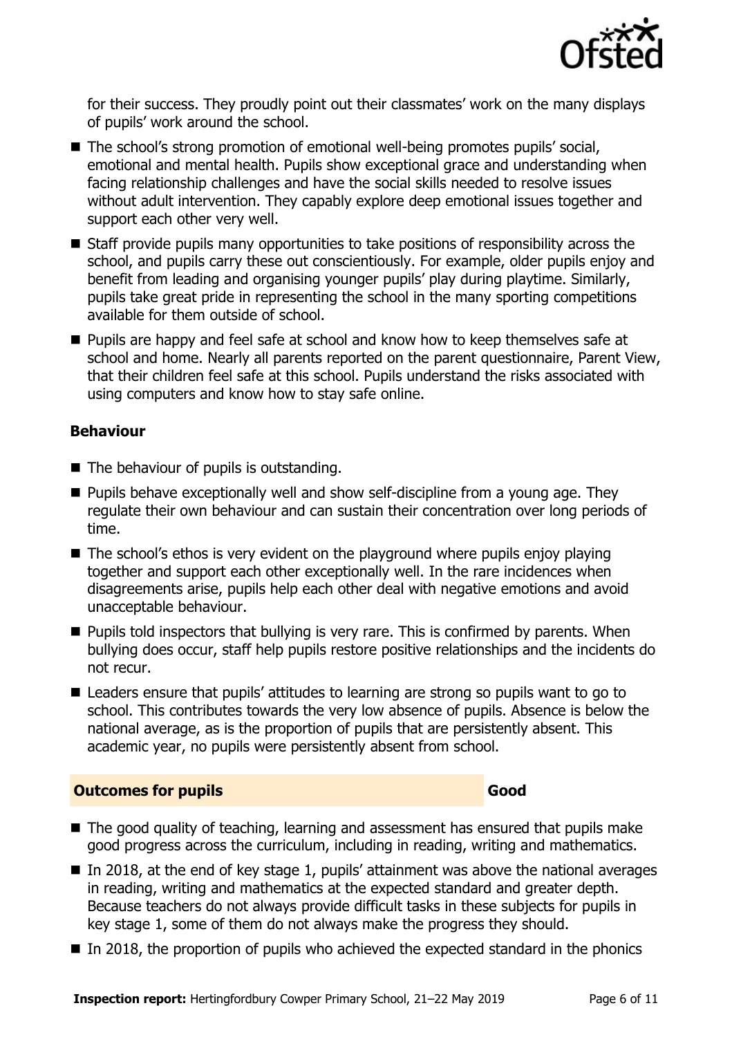for their success. They proudly point out their classmates' work on the many displays of pupils' work around the school.

- The school's strong promotion of emotional well-being promotes pupils' social, emotional and mental health. Pupils show exceptional grace and understanding when facing relationship challenges and have the social skills needed to resolve issues without adult intervention. They capably explore deep emotional issues together and support each other very well.
- Staff provide pupils many opportunities to take positions of responsibility across the school, and pupils carry these out conscientiously. For example, older pupils enjoy and benefit from leading and organising younger pupils' play during playtime. Similarly, pupils take great pride in representing the school in the many sporting competitions available for them outside of school.
- Pupils are happy and feel safe at school and know how to keep themselves safe at school and home. Nearly all parents reported on the parent questionnaire, Parent View, that their children feel safe at this school. Pupils understand the risks associated with using computers and know how to stay safe online.

### Behaviour

- The behaviour of pupils is outstanding.
- Pupils behave exceptionally well and show self-discipline from a young age. They regulate their own behaviour and can sustain their concentration over long periods of time.
- The school's ethos is very evident on the playground where pupils enjoy playing together and support each other exceptionally well. In the rare incidences when disagreements arise, pupils help each other deal with negative emotions and avoid unacceptable behaviour.
- Pupils told inspectors that bullying is very rare. This is confirmed by parents. When bullying does occur, staff help pupils restore positive relationships and the incidents do not recur.
- Leaders ensure that pupils' attitudes to learning are strong so pupils want to go to school. This contributes towards the very low absence of pupils. Absence is below the national average, as is the proportion of pupils that are persistently absent. This academic year, no pupils were persistently absent from school.

## Outcomes for pupils — Good

- The good quality of teaching, learning and assessment has ensured that pupils make good progress across the curriculum, including in reading, writing and mathematics.
- In 2018, at the end of key stage 1, pupils' attainment was above the national averages in reading, writing and mathematics at the expected standard and greater depth. Because teachers do not always provide difficult tasks in these subjects for pupils in key stage 1, some of them do not always make the progress they should.
- In 2018, the proportion of pupils who achieved the expected standard in the phonics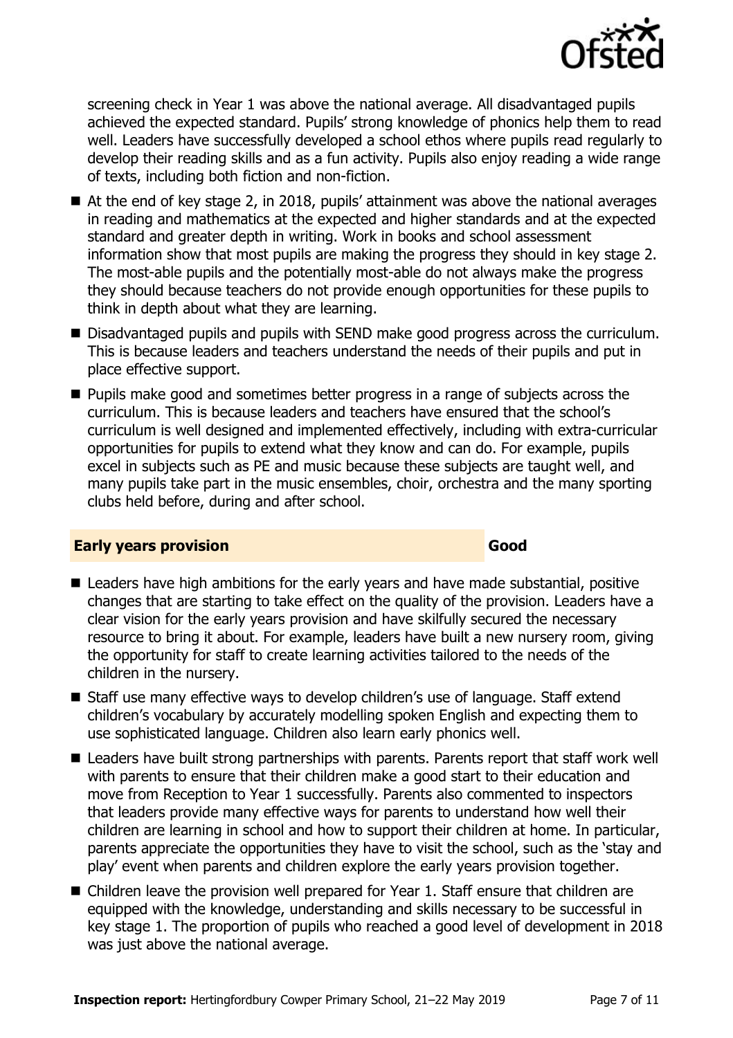screening check in Year 1 was above the national average. All disadvantaged pupils achieved the expected standard. Pupils' strong knowledge of phonics help them to read well. Leaders have successfully developed a school ethos where pupils read regularly to develop their reading skills and as a fun activity. Pupils also enjoy reading a wide range of texts, including both fiction and non-fiction.

- At the end of key stage 2, in 2018, pupils' attainment was above the national averages in reading and mathematics at the expected and higher standards and at the expected standard and greater depth in writing. Work in books and school assessment information show that most pupils are making the progress they should in key stage 2. The most-able pupils and the potentially most-able do not always make the progress they should because teachers do not provide enough opportunities for these pupils to think in depth about what they are learning.
- Disadvantaged pupils and pupils with SEND make good progress across the curriculum. This is because leaders and teachers understand the needs of their pupils and put in place effective support.
- Pupils make good and sometimes better progress in a range of subjects across the curriculum. This is because leaders and teachers have ensured that the school's curriculum is well designed and implemented effectively, including with extra-curricular opportunities for pupils to extend what they know and can do. For example, pupils excel in subjects such as PE and music because these subjects are taught well, and many pupils take part in the music ensembles, choir, orchestra and the many sporting clubs held before, during and after school.

## Early years provision — Good

- Leaders have high ambitions for the early years and have made substantial, positive changes that are starting to take effect on the quality of the provision. Leaders have a clear vision for the early years provision and have skilfully secured the necessary resource to bring it about. For example, leaders have built a new nursery room, giving the opportunity for staff to create learning activities tailored to the needs of the children in the nursery.
- Staff use many effective ways to develop children's use of language. Staff extend children's vocabulary by accurately modelling spoken English and expecting them to use sophisticated language. Children also learn early phonics well.
- Leaders have built strong partnerships with parents. Parents report that staff work well with parents to ensure that their children make a good start to their education and move from Reception to Year 1 successfully. Parents also commented to inspectors that leaders provide many effective ways for parents to understand how well their children are learning in school and how to support their children at home. In particular, parents appreciate the opportunities they have to visit the school, such as the 'stay and play' event when parents and children explore the early years provision together.
- Children leave the provision well prepared for Year 1. Staff ensure that children are equipped with the knowledge, understanding and skills necessary to be successful in key stage 1. The proportion of pupils who reached a good level of development in 2018 was just above the national average.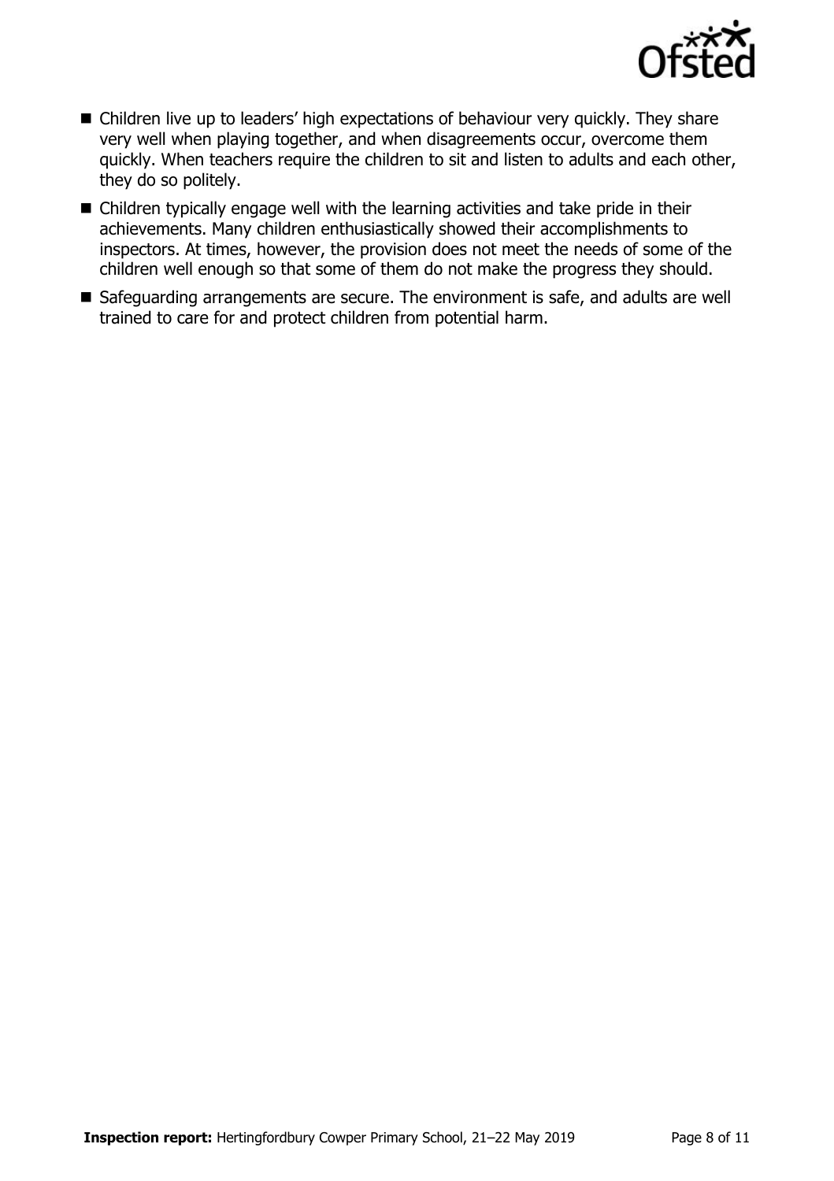- Children live up to leaders' high expectations of behaviour very quickly. They share very well when playing together, and when disagreements occur, overcome them quickly. When teachers require the children to sit and listen to adults and each other, they do so politely.
- Children typically engage well with the learning activities and take pride in their achievements. Many children enthusiastically showed their accomplishments to inspectors. At times, however, the provision does not meet the needs of some of the children well enough so that some of them do not make the progress they should.
- Safeguarding arrangements are secure. The environment is safe, and adults are well trained to care for and protect children from potential harm.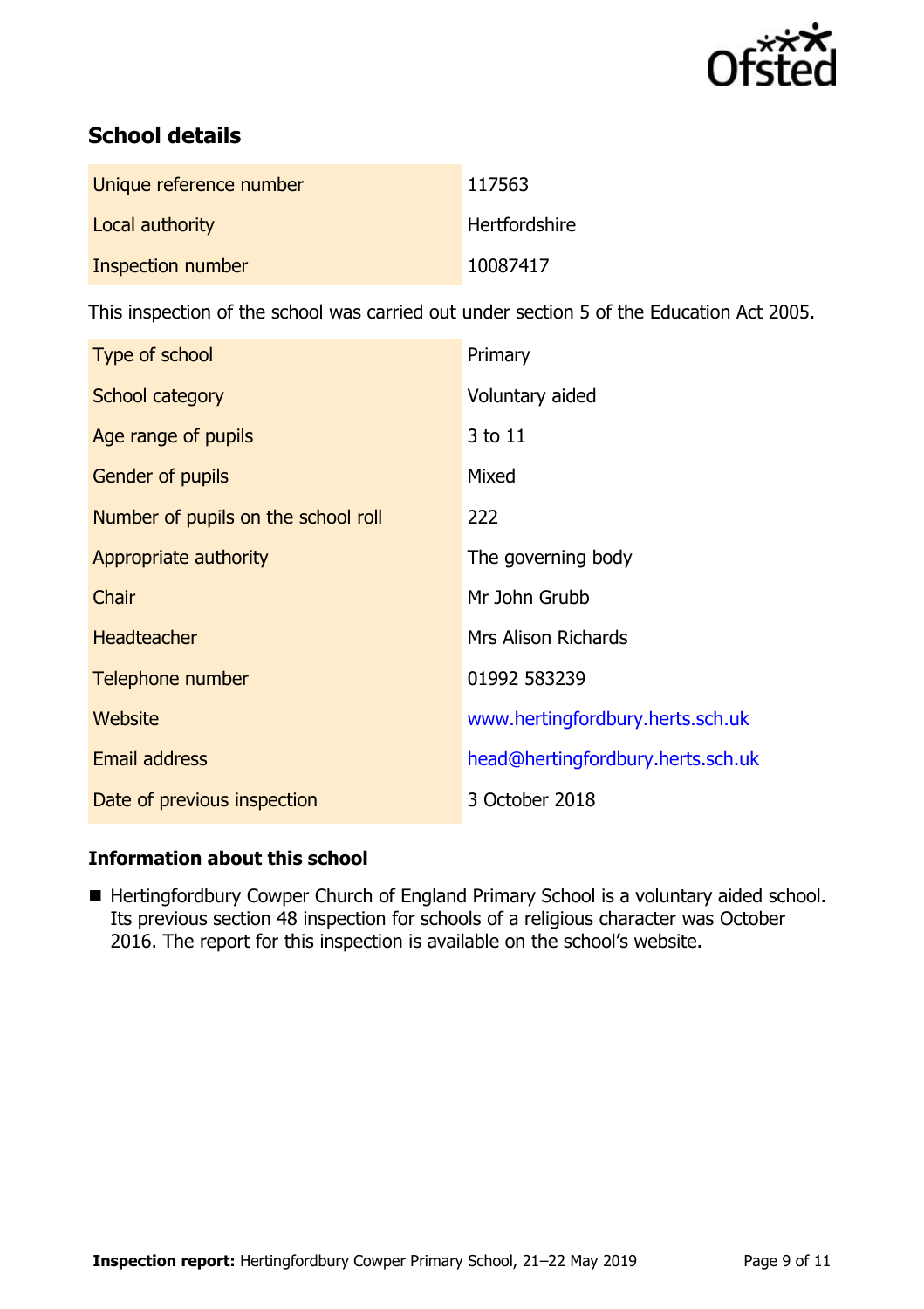## School details

| | |
|---|---|
| Unique reference number | 117563 |
| Local authority | Hertfordshire |
| Inspection number | 10087417 |

This inspection of the school was carried out under section 5 of the Education Act 2005.

| | |
|---|---|
| Type of school | Primary |
| School category | Voluntary aided |
| Age range of pupils | 3 to 11 |
| Gender of pupils | Mixed |
| Number of pupils on the school roll | 222 |
| Appropriate authority | The governing body |
| Chair | Mr John Grubb |
| Headteacher | Mrs Alison Richards |
| Telephone number | 01992 583239 |
| Website | www.hertingfordbury.herts.sch.uk |
| Email address | head@hertingfordbury.herts.sch.uk |
| Date of previous inspection | 3 October 2018 |

### Information about this school

- Hertingfordbury Cowper Church of England Primary School is a voluntary aided school. Its previous section 48 inspection for schools of a religious character was October 2016. The report for this inspection is available on the school's website.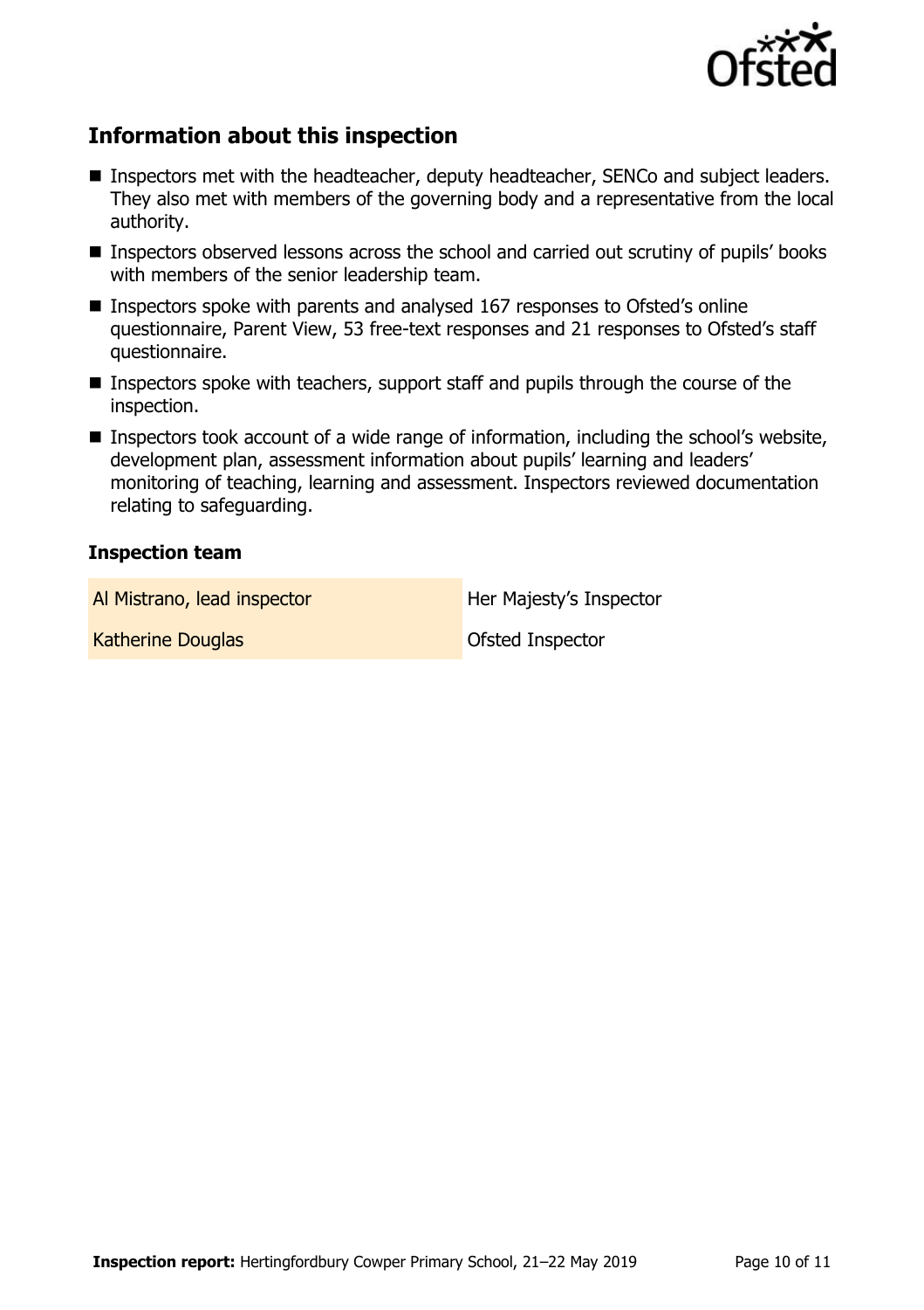## Information about this inspection

- Inspectors met with the headteacher, deputy headteacher, SENCo and subject leaders. They also met with members of the governing body and a representative from the local authority.
- Inspectors observed lessons across the school and carried out scrutiny of pupils' books with members of the senior leadership team.
- Inspectors spoke with parents and analysed 167 responses to Ofsted's online questionnaire, Parent View, 53 free-text responses and 21 responses to Ofsted's staff questionnaire.
- Inspectors spoke with teachers, support staff and pupils through the course of the inspection.
- Inspectors took account of a wide range of information, including the school's website, development plan, assessment information about pupils' learning and leaders' monitoring of teaching, learning and assessment. Inspectors reviewed documentation relating to safeguarding.

### Inspection team

| | |
|---|---|
| Al Mistrano, lead inspector | Her Majesty's Inspector |
| Katherine Douglas | Ofsted Inspector |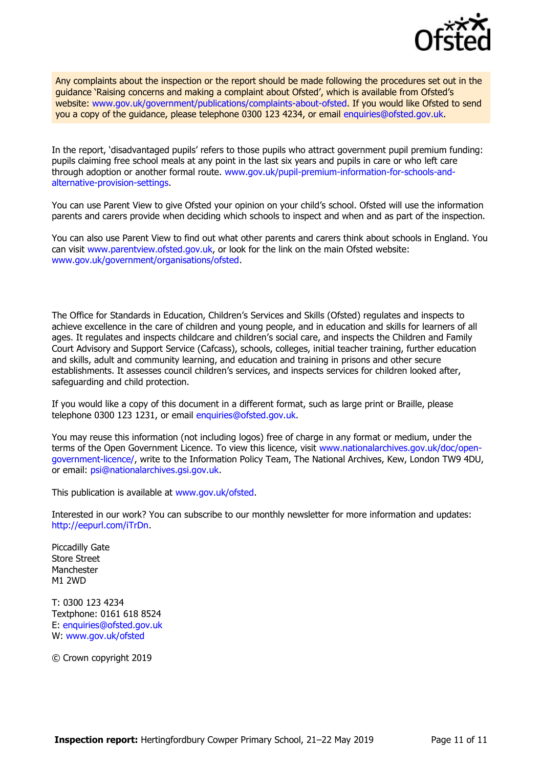Any complaints about the inspection or the report should be made following the procedures set out in the guidance 'Raising concerns and making a complaint about Ofsted', which is available from Ofsted's website: www.gov.uk/government/publications/complaints-about-ofsted. If you would like Ofsted to send you a copy of the guidance, please telephone 0300 123 4234, or email enquiries@ofsted.gov.uk.

In the report, 'disadvantaged pupils' refers to those pupils who attract government pupil premium funding: pupils claiming free school meals at any point in the last six years and pupils in care or who left care through adoption or another formal route. www.gov.uk/pupil-premium-information-for-schools-and-alternative-provision-settings.

You can use Parent View to give Ofsted your opinion on your child's school. Ofsted will use the information parents and carers provide when deciding which schools to inspect and when and as part of the inspection.

You can also use Parent View to find out what other parents and carers think about schools in England. You can visit www.parentview.ofsted.gov.uk, or look for the link on the main Ofsted website: www.gov.uk/government/organisations/ofsted.

The Office for Standards in Education, Children's Services and Skills (Ofsted) regulates and inspects to achieve excellence in the care of children and young people, and in education and skills for learners of all ages. It regulates and inspects childcare and children's social care, and inspects the Children and Family Court Advisory and Support Service (Cafcass), schools, colleges, initial teacher training, further education and skills, adult and community learning, and education and training in prisons and other secure establishments. It assesses council children's services, and inspects services for children looked after, safeguarding and child protection.

If you would like a copy of this document in a different format, such as large print or Braille, please telephone 0300 123 1231, or email enquiries@ofsted.gov.uk.

You may reuse this information (not including logos) free of charge in any format or medium, under the terms of the Open Government Licence. To view this licence, visit www.nationalarchives.gov.uk/doc/open-government-licence/, write to the Information Policy Team, The National Archives, Kew, London TW9 4DU, or email: psi@nationalarchives.gsi.gov.uk.

This publication is available at www.gov.uk/ofsted.

Interested in our work? You can subscribe to our monthly newsletter for more information and updates: http://eepurl.com/iTrDn.

Piccadilly Gate
Store Street
Manchester
M1 2WD

T: 0300 123 4234
Textphone: 0161 618 8524
E: enquiries@ofsted.gov.uk
W: www.gov.uk/ofsted

© Crown copyright 2019